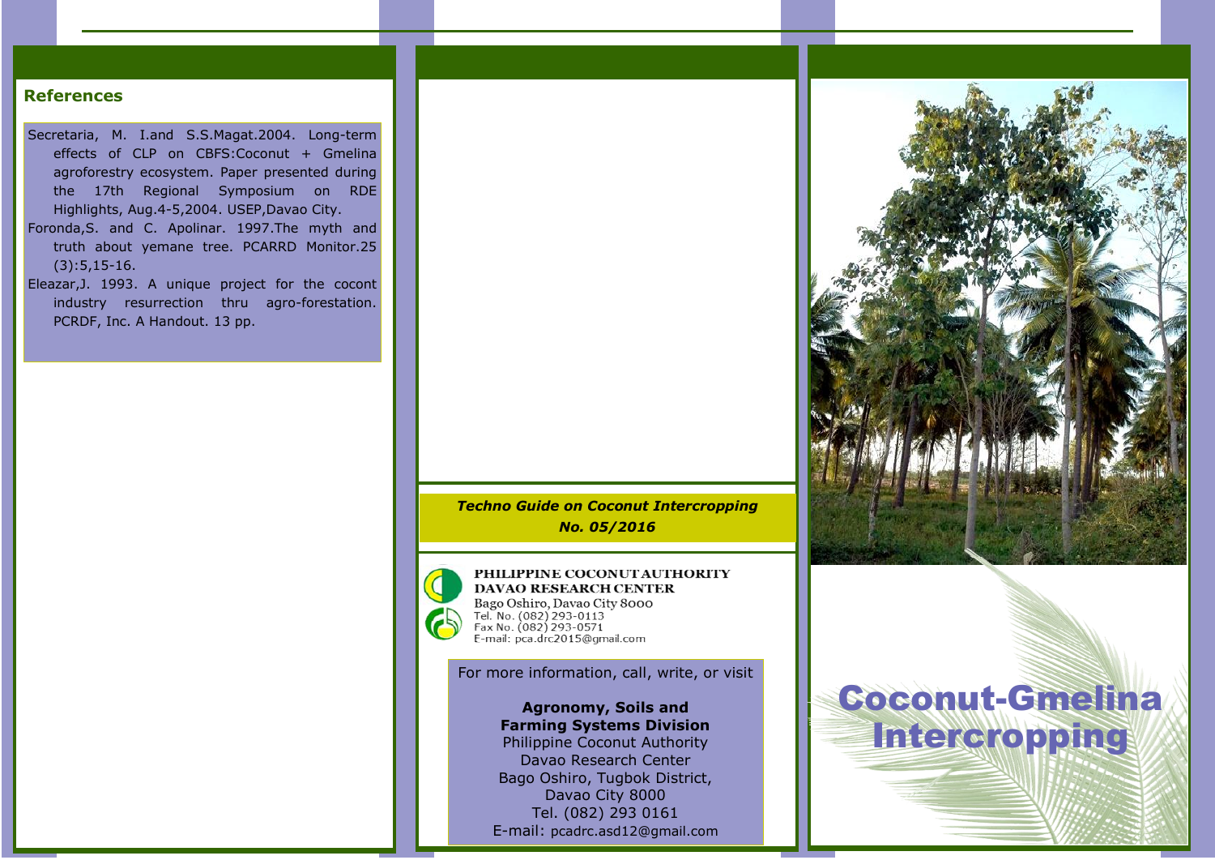## References

Secretaria, M. I.and S.S.Magat.2004. Long-term effects of CLP on CBFS:Coconut + Gmelina agroforestry ecosystem. Paper presented during the 17th Regional Symposium on RDE Highlights, Aug.4-5,2004. USEP,Davao City.

Foronda,S. and C. Apolinar. 1997.The myth and truth about yemane tree. PCARRD Monitor.25 (3):5,15-16.

Eleazar,J. 1993. A unique project for the cocont industry resurrection thru agro-forestation. PCRDF, Inc. A Handout. 13 pp.

***Techno Guide on Coconut Intercropping***
***No. 05/2016***

**PHILIPPINE COCONUT AUTHORITY**
**DAVAO RESEARCH CENTER**
Bago Oshiro, Davao City 8000
Tel. No. (082) 293-0113
Fax No. (082) 293-0571
E-mail: pca.drc2015@gmail.com

For more information, call, write, or visit

**Agronomy, Soils and Farming Systems Division**
Philippine Coconut Authority
Davao Research Center
Bago Oshiro, Tugbok District,
Davao City 8000
Tel. (082) 293 0161
E-mail: pcadrc.asd12@gmail.com

# Coconut-Gmelina Intercropping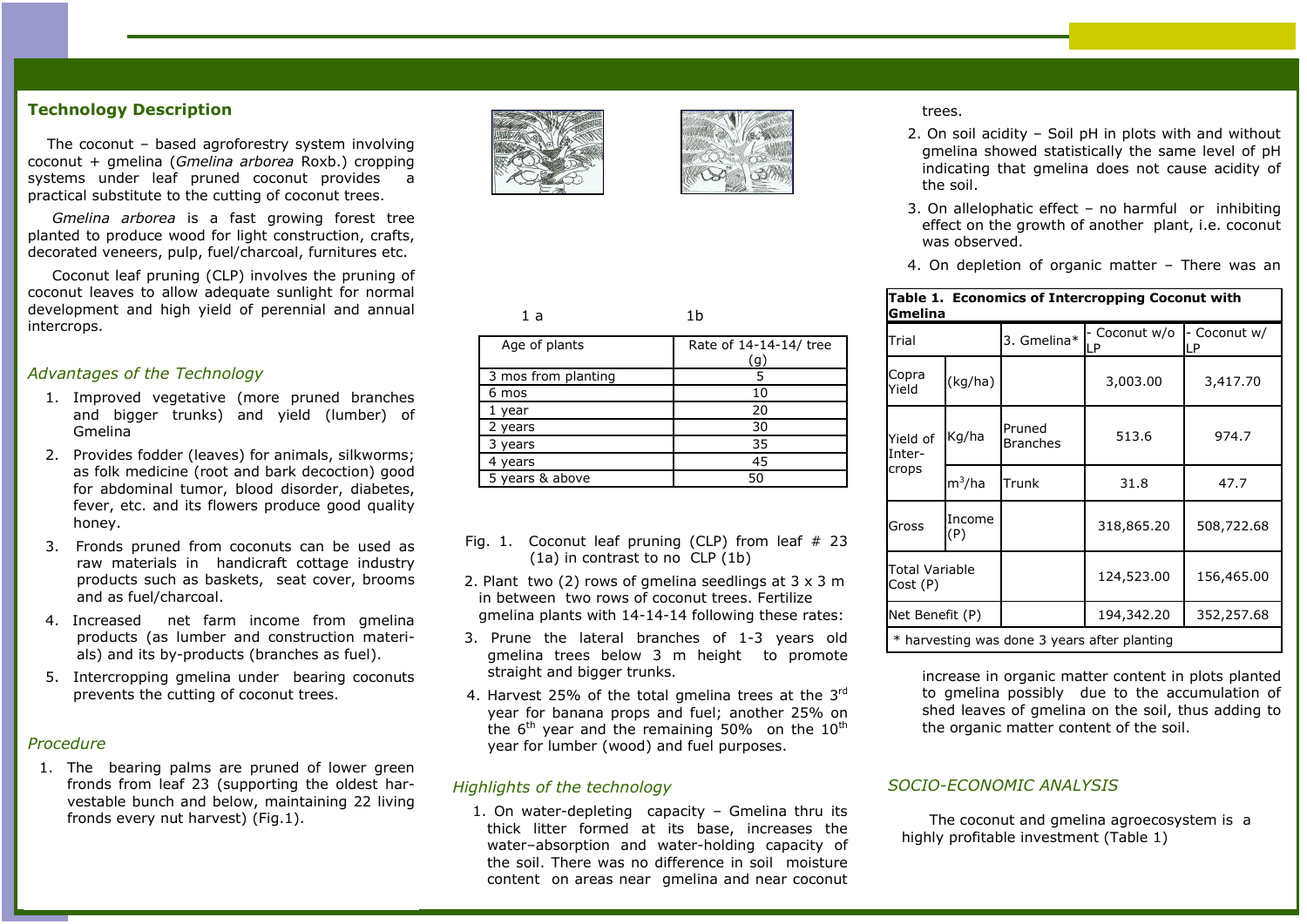## Technology Description

The coconut – based agroforestry system involving coconut + gmelina (*Gmelina arborea* Roxb.) cropping systems under leaf pruned coconut provides a practical substitute to the cutting of coconut trees.

*Gmelina arborea* is a fast growing forest tree planted to produce wood for light construction, crafts, decorated veneers, pulp, fuel/charcoal, furnitures etc.

Coconut leaf pruning (CLP) involves the pruning of coconut leaves to allow adequate sunlight for normal development and high yield of perennial and annual intercrops.

### *Advantages of the Technology*

1. Improved vegetative (more pruned branches and bigger trunks) and yield (lumber) of Gmelina
2. Provides fodder (leaves) for animals, silkworms; as folk medicine (root and bark decoction) good for abdominal tumor, blood disorder, diabetes, fever, etc. and its flowers produce good quality honey.
3. Fronds pruned from coconuts can be used as raw materials in handicraft cottage industry products such as baskets, seat cover, brooms and as fuel/charcoal.
4. Increased net farm income from gmelina products (as lumber and construction materials) and its by-products (branches as fuel).
5. Intercropping gmelina under bearing coconuts prevents the cutting of coconut trees.

### *Procedure*

1. The bearing palms are pruned of lower green fronds from leaf 23 (supporting the oldest harvestable bunch and below, maintaining 22 living fronds every nut harvest) (Fig.1).

1 a                1b

Fig. 1. Coconut leaf pruning (CLP) from leaf # 23 (1a) in contrast to no CLP (1b)

2. Plant two (2) rows of gmelina seedlings at 3 x 3 m in between two rows of coconut trees. Fertilize gmelina plants with 14-14-14 following these rates:

| Age of plants | Rate of 14-14-14/ tree (g) |
|---|---|
| 3 mos from planting | 5 |
| 6 mos | 10 |
| 1 year | 20 |
| 2 years | 30 |
| 3 years | 35 |
| 4 years | 45 |
| 5 years & above | 50 |

3. Prune the lateral branches of 1-3 years old gmelina trees below 3 m height to promote straight and bigger trunks.
4. Harvest 25% of the total gmelina trees at the 3rd year for banana props and fuel; another 25% on the 6th year and the remaining 50% on the 10th year for lumber (wood) and fuel purposes.

### *Highlights of the technology*

1. On water-depleting capacity – Gmelina thru its thick litter formed at its base, increases the water–absorption and water-holding capacity of the soil. There was no difference in soil moisture content on areas near gmelina and near coconut trees.
2. On soil acidity – Soil pH in plots with and without gmelina showed statistically the same level of pH indicating that gmelina does not cause acidity of the soil.
3. On allelophatic effect – no harmful or inhibiting effect on the growth of another plant, i.e. coconut was observed.
4. On depletion of organic matter – There was an increase in organic matter content in plots planted to gmelina possibly due to the accumulation of shed leaves of gmelina on the soil, thus adding to the organic matter content of the soil.

**Table 1. Economics of Intercropping Coconut with Gmelina**

| Trial | | 3. Gmelina* | - Coconut w/o LP | - Coconut w/ LP |
|---|---|---|---|---|
| Copra Yield | (kg/ha) | | 3,003.00 | 3,417.70 |
| Yield of Inter-crops | Kg/ha | Pruned Branches | 513.6 | 974.7 |
| | $m^3$/ha | Trunk | 31.8 | 47.7 |
| Gross | Income (P) | | 318,865.20 | 508,722.68 |
| Total Variable Cost (P) | | | 124,523.00 | 156,465.00 |
| Net Benefit (P) | | | 194,342.20 | 352,257.68 |

\* harvesting was done 3 years after planting

### *SOCIO-ECONOMIC ANALYSIS*

The coconut and gmelina agroecosystem is a highly profitable investment (Table 1)